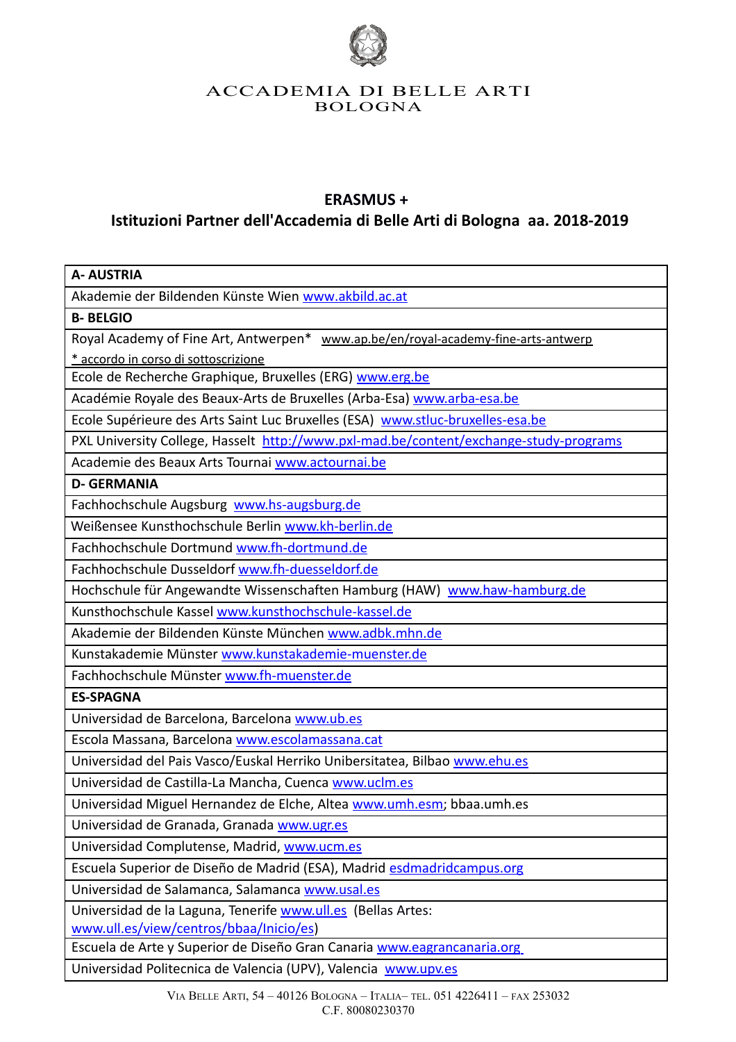ACCADEMIA DI BELLE ARTI
BOLOGNA

## ERASMUS +
## Istituzioni Partner dell'Accademia di Belle Arti di Bologna aa. 2018-2019

| **A- AUSTRIA** |
|---|
| Akademie der Bildenden Künste Wien www.akbild.ac.at |
| **B- BELGIO** |
| Royal Academy of Fine Art, Antwerpen* www.ap.be/en/royal-academy-fine-arts-antwerp<br>* accordo in corso di sottoscrizione |
| Ecole de Recherche Graphique, Bruxelles (ERG) www.erg.be |
| Académie Royale des Beaux-Arts de Bruxelles (Arba-Esa) www.arba-esa.be |
| Ecole Supérieure des Arts Saint Luc Bruxelles (ESA) www.stluc-bruxelles-esa.be |
| PXL University College, Hasselt http://www.pxl-mad.be/content/exchange-study-programs |
| Academie des Beaux Arts Tournai www.actournai.be |
| **D- GERMANIA** |
| Fachhochschule Augsburg www.hs-augsburg.de |
| Weißensee Kunsthochschule Berlin www.kh-berlin.de |
| Fachhochschule Dortmund www.fh-dortmund.de |
| Fachhochschule Dusseldorf www.fh-duesseldorf.de |
| Hochschule für Angewandte Wissenschaften Hamburg (HAW) www.haw-hamburg.de |
| Kunsthochschule Kassel www.kunsthochschule-kassel.de |
| Akademie der Bildenden Künste München www.adbk.mhn.de |
| Kunstakademie Münster www.kunstakademie-muenster.de |
| Fachhochschule Münster www.fh-muenster.de |
| **ES-SPAGNA** |
| Universidad de Barcelona, Barcelona www.ub.es |
| Escola Massana, Barcelona www.escolamassana.cat |
| Universidad del Pais Vasco/Euskal Herriko Unibersitatea, Bilbao www.ehu.es |
| Universidad de Castilla-La Mancha, Cuenca www.uclm.es |
| Universidad Miguel Hernandez de Elche, Altea www.umh.esm; bbaa.umh.es |
| Universidad de Granada, Granada www.ugr.es |
| Universidad Complutense, Madrid, www.ucm.es |
| Escuela Superior de Diseño de Madrid (ESA), Madrid esdmadridcampus.org |
| Universidad de Salamanca, Salamanca www.usal.es |
| Universidad de la Laguna, Tenerife www.ull.es (Bellas Artes: www.ull.es/view/centros/bbaa/Inicio/es) |
| Escuela de Arte y Superior de Diseño Gran Canaria www.eagrancanaria.org |
| Universidad Politecnica de Valencia (UPV), Valencia www.upv.es |

VIA BELLE ARTI, 54 – 40126 BOLOGNA – ITALIA– TEL. 051 4226411 – FAX 253032
C.F. 80080230370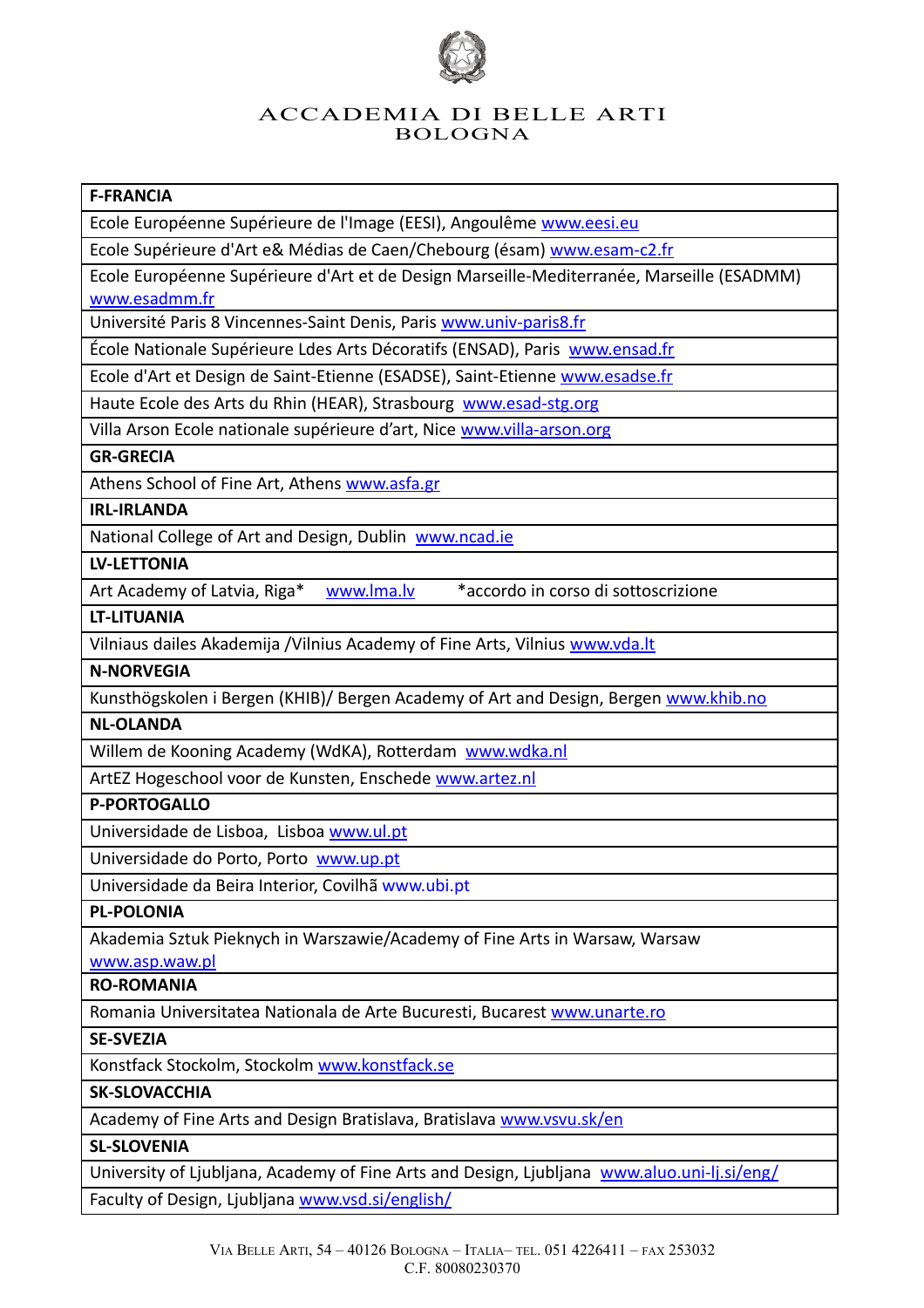ACCADEMIA DI BELLE ARTI
BOLOGNA

| F-FRANCIA |
|---|
| Ecole Européenne Supérieure de l'Image (EESI), Angoulême www.eesi.eu |
| Ecole Supérieure d'Art e& Médias de Caen/Chebourg (ésam) www.esam-c2.fr |
| Ecole Européenne Supérieure d'Art et de Design Marseille-Mediterranée, Marseille (ESADMM) www.esadmm.fr |
| Université Paris 8 Vincennes-Saint Denis, Paris www.univ-paris8.fr |
| École Nationale Supérieure Ldes Arts Décoratifs (ENSAD), Paris www.ensad.fr |
| Ecole d'Art et Design de Saint-Etienne (ESADSE), Saint-Etienne www.esadse.fr |
| Haute Ecole des Arts du Rhin (HEAR), Strasbourg www.esad-stg.org |
| Villa Arson Ecole nationale supérieure d'art, Nice www.villa-arson.org |
| **GR-GRECIA** |
| Athens School of Fine Art, Athens www.asfa.gr |
| **IRL-IRLANDA** |
| National College of Art and Design, Dublin www.ncad.ie |
| **LV-LETTONIA** |
| Art Academy of Latvia, Riga* www.lma.lv *accordo in corso di sottoscrizione |
| **LT-LITUANIA** |
| Vilniaus dailes Akademija /Vilnius Academy of Fine Arts, Vilnius www.vda.lt |
| **N-NORVEGIA** |
| Kunsthögskolen i Bergen (KHIB)/ Bergen Academy of Art and Design, Bergen www.khib.no |
| **NL-OLANDA** |
| Willem de Kooning Academy (WdKA), Rotterdam www.wdka.nl |
| ArtEZ Hogeschool voor de Kunsten, Enschede www.artez.nl |
| **P-PORTOGALLO** |
| Universidade de Lisboa, Lisboa www.ul.pt |
| Universidade do Porto, Porto www.up.pt |
| Universidade da Beira Interior, Covilhã www.ubi.pt |
| **PL-POLONIA** |
| Akademia Sztuk Pieknych in Warszawie/Academy of Fine Arts in Warsaw, Warsaw www.asp.waw.pl |
| **RO-ROMANIA** |
| Romania Universitatea Nationala de Arte Bucuresti, Bucarest www.unarte.ro |
| **SE-SVEZIA** |
| Konstfack Stockolm, Stockolm www.konstfack.se |
| **SK-SLOVACCHIA** |
| Academy of Fine Arts and Design Bratislava, Bratislava www.vsvu.sk/en |
| **SL-SLOVENIA** |
| University of Ljubljana, Academy of Fine Arts and Design, Ljubljana www.aluo.uni-lj.si/eng/ |
| Faculty of Design, Ljubljana www.vsd.si/english/ |

VIA BELLE ARTI, 54 – 40126 BOLOGNA – ITALIA– TEL. 051 4226411 – FAX 253032
C.F. 80080230370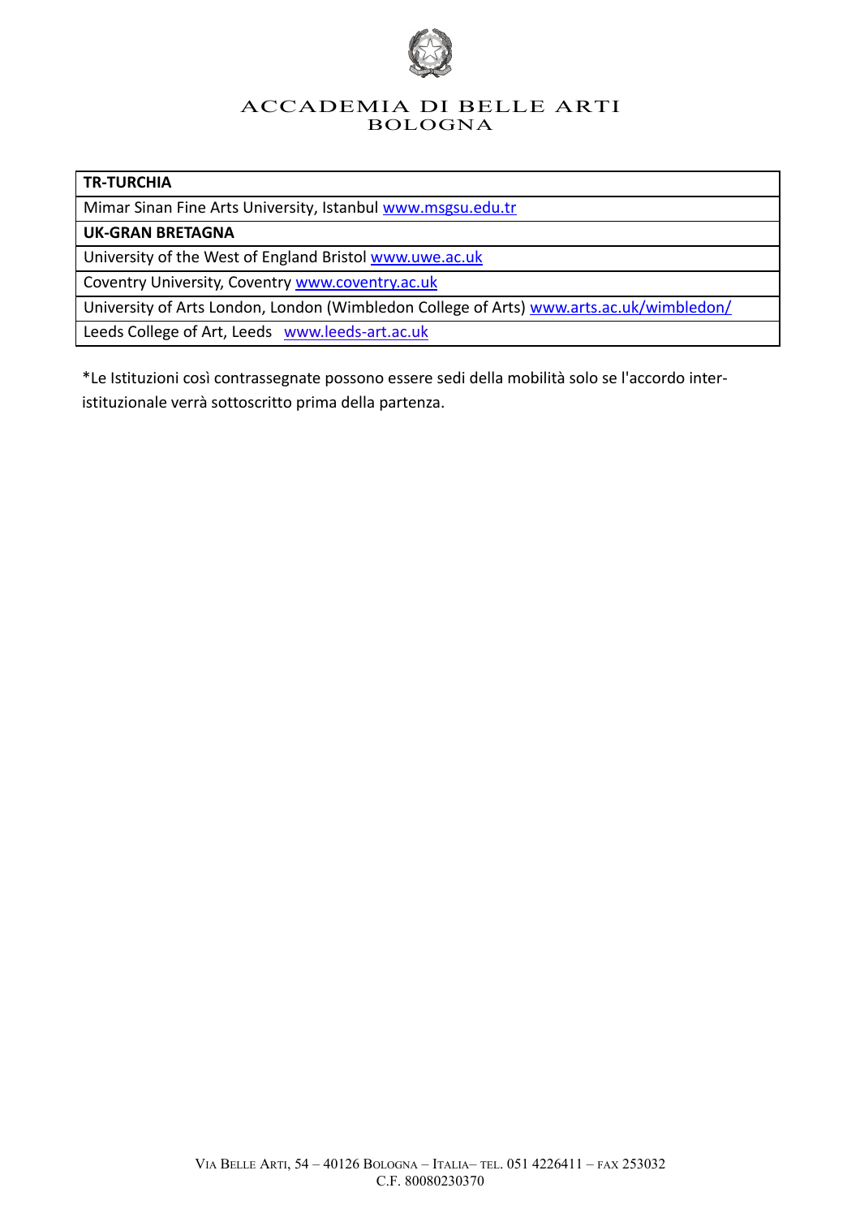ACCADEMIA DI BELLE ARTI
BOLOGNA

| |
|---|
| **TR-TURCHIA** |
| Mimar Sinan Fine Arts University, Istanbul www.msgsu.edu.tr |
| **UK-GRAN BRETAGNA** |
| University of the West of England Bristol www.uwe.ac.uk |
| Coventry University, Coventry www.coventry.ac.uk |
| University of Arts London, London (Wimbledon College of Arts) www.arts.ac.uk/wimbledon/ |
| Leeds College of Art, Leeds www.leeds-art.ac.uk |

*Le Istituzioni così contrassegnate possono essere sedi della mobilità solo se l'accordo inter-istituzionale verrà sottoscritto prima della partenza.

VIA BELLE ARTI, 54 – 40126 BOLOGNA – ITALIA– TEL. 051 4226411 – FAX 253032
C.F. 80080230370